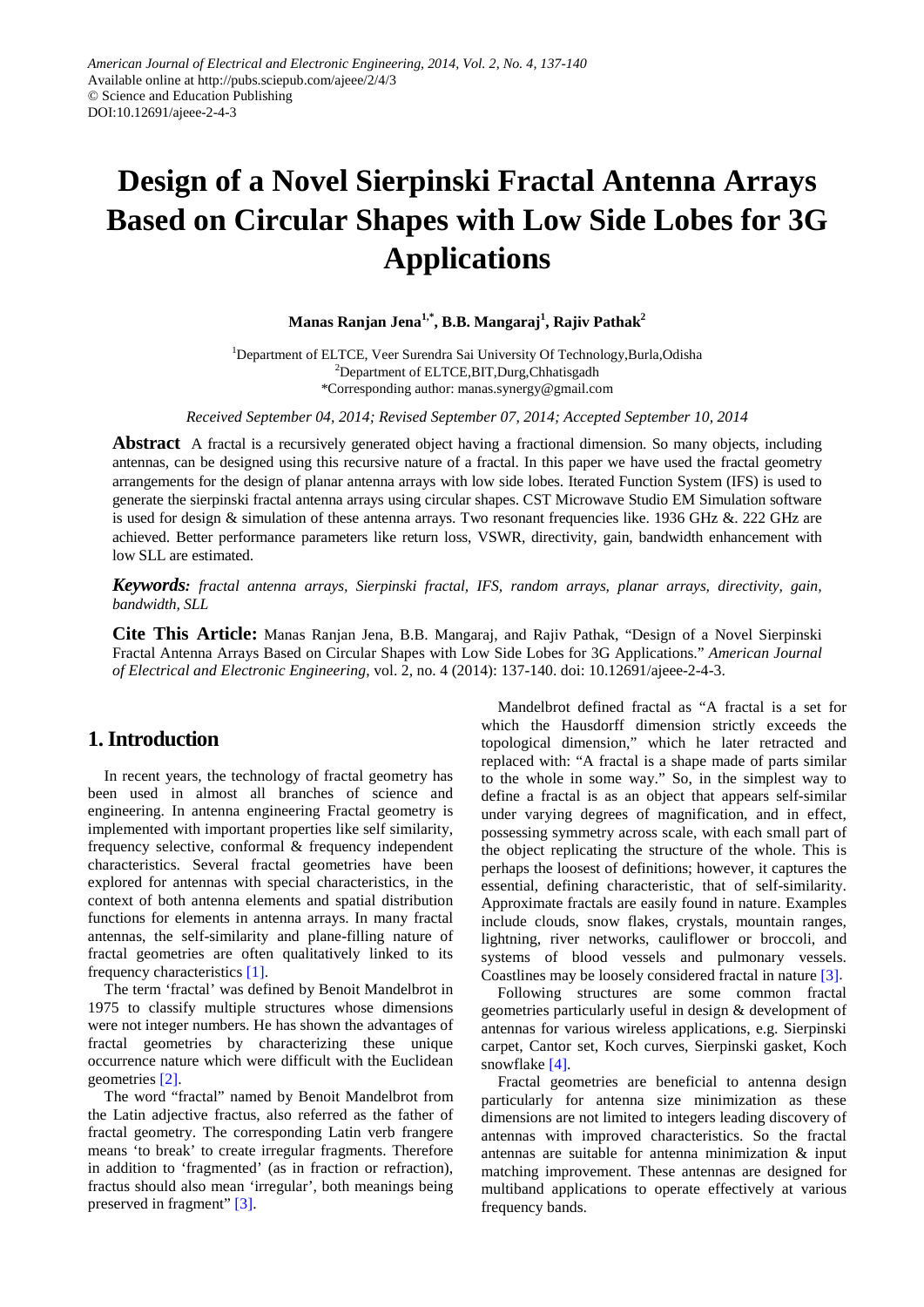American Journal of Electrical and Electronic Engineering, 2014, Vol. 2, No. 4, 137-140
Available online at http://pubs.sciepub.com/ajeee/2/4/3
© Science and Education Publishing
DOI:10.12691/ajeee-2-4-3

# Design of a Novel Sierpinski Fractal Antenna Arrays Based on Circular Shapes with Low Side Lobes for 3G Applications

**Manas Ranjan Jena[1,*], B.B. Mangaraj[1], Rajiv Pathak[2]**

[1]Department of ELTCE, Veer Surendra Sai University Of Technology,Burla,Odisha
[2]Department of ELTCE,BIT,Durg,Chhatisgadh
*Corresponding author: manas.synergy@gmail.com

*Received September 04, 2014; Revised September 07, 2014; Accepted September 10, 2014*

**Abstract** A fractal is a recursively generated object having a fractional dimension. So many objects, including antennas, can be designed using this recursive nature of a fractal. In this paper we have used the fractal geometry arrangements for the design of planar antenna arrays with low side lobes. Iterated Function System (IFS) is used to generate the sierpinski fractal antenna arrays using circular shapes. CST Microwave Studio EM Simulation software is used for design & simulation of these antenna arrays. Two resonant frequencies like. 1936 GHz &. 222 GHz are achieved. Better performance parameters like return loss, VSWR, directivity, gain, bandwidth enhancement with low SLL are estimated.

***Keywords:*** *fractal antenna arrays, Sierpinski fractal, IFS, random arrays, planar arrays, directivity, gain, bandwidth, SLL*

**Cite This Article:** Manas Ranjan Jena, B.B. Mangaraj, and Rajiv Pathak, "Design of a Novel Sierpinski Fractal Antenna Arrays Based on Circular Shapes with Low Side Lobes for 3G Applications." *American Journal of Electrical and Electronic Engineering*, vol. 2, no. 4 (2014): 137-140. doi: 10.12691/ajeee-2-4-3.

## 1. Introduction

In recent years, the technology of fractal geometry has been used in almost all branches of science and engineering. In antenna engineering Fractal geometry is implemented with important properties like self similarity, frequency selective, conformal & frequency independent characteristics. Several fractal geometries have been explored for antennas with special characteristics, in the context of both antenna elements and spatial distribution functions for elements in antenna arrays. In many fractal antennas, the self-similarity and plane-filling nature of fractal geometries are often qualitatively linked to its frequency characteristics [1].

The term 'fractal' was defined by Benoit Mandelbrot in 1975 to classify multiple structures whose dimensions were not integer numbers. He has shown the advantages of fractal geometries by characterizing these unique occurrence nature which were difficult with the Euclidean geometries [2].

The word "fractal" named by Benoit Mandelbrot from the Latin adjective fractus, also referred as the father of fractal geometry. The corresponding Latin verb frangere means 'to break' to create irregular fragments. Therefore in addition to 'fragmented' (as in fraction or refraction), fractus should also mean 'irregular', both meanings being preserved in fragment" [3].

Mandelbrot defined fractal as "A fractal is a set for which the Hausdorff dimension strictly exceeds the topological dimension," which he later retracted and replaced with: "A fractal is a shape made of parts similar to the whole in some way." So, in the simplest way to define a fractal is as an object that appears self-similar under varying degrees of magnification, and in effect, possessing symmetry across scale, with each small part of the object replicating the structure of the whole. This is perhaps the loosest of definitions; however, it captures the essential, defining characteristic, that of self-similarity. Approximate fractals are easily found in nature. Examples include clouds, snow flakes, crystals, mountain ranges, lightning, river networks, cauliflower or broccoli, and systems of blood vessels and pulmonary vessels. Coastlines may be loosely considered fractal in nature [3].

Following structures are some common fractal geometries particularly useful in design & development of antennas for various wireless applications, e.g. Sierpinski carpet, Cantor set, Koch curves, Sierpinski gasket, Koch snowflake [4].

Fractal geometries are beneficial to antenna design particularly for antenna size minimization as these dimensions are not limited to integers leading discovery of antennas with improved characteristics. So the fractal antennas are suitable for antenna minimization & input matching improvement. These antennas are designed for multiband applications to operate effectively at various frequency bands.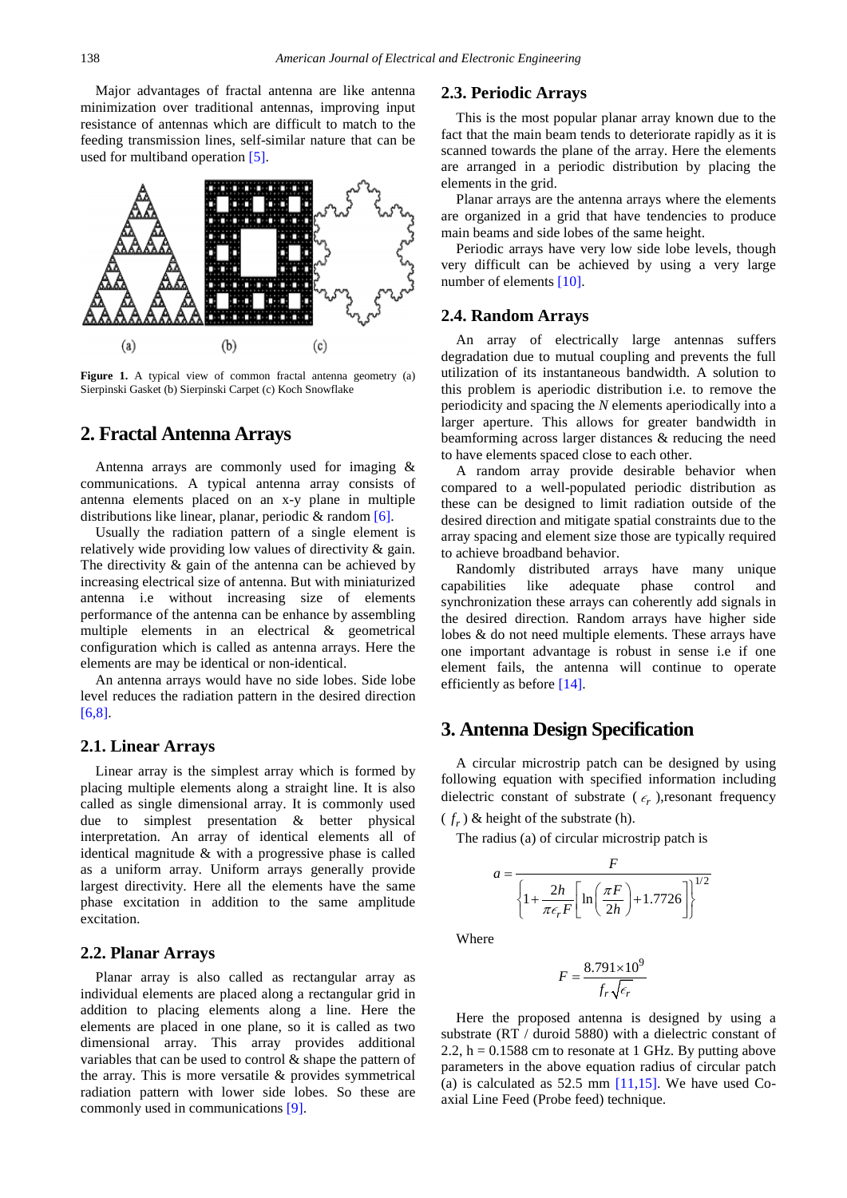Major advantages of fractal antenna are like antenna minimization over traditional antennas, improving input resistance of antennas which are difficult to match to the feeding transmission lines, self-similar nature that can be used for multiband operation [5].

**Figure 1.** A typical view of common fractal antenna geometry (a) Sierpinski Gasket (b) Sierpinski Carpet (c) Koch Snowflake

## 2. Fractal Antenna Arrays

Antenna arrays are commonly used for imaging & communications. A typical antenna array consists of antenna elements placed on an x-y plane in multiple distributions like linear, planar, periodic & random [6].

Usually the radiation pattern of a single element is relatively wide providing low values of directivity & gain. The directivity & gain of the antenna can be achieved by increasing electrical size of antenna. But with miniaturized antenna i.e without increasing size of elements performance of the antenna can be enhance by assembling multiple elements in an electrical & geometrical configuration which is called as antenna arrays. Here the elements are may be identical or non-identical.

An antenna arrays would have no side lobes. Side lobe level reduces the radiation pattern in the desired direction [6,8].

### 2.1. Linear Arrays

Linear array is the simplest array which is formed by placing multiple elements along a straight line. It is also called as single dimensional array. It is commonly used due to simplest presentation & better physical interpretation. An array of identical elements all of identical magnitude & with a progressive phase is called as a uniform array. Uniform arrays generally provide largest directivity. Here all the elements have the same phase excitation in addition to the same amplitude excitation.

### 2.2. Planar Arrays

Planar array is also called as rectangular array as individual elements are placed along a rectangular grid in addition to placing elements along a line. Here the elements are placed in one plane, so it is called as two dimensional array. This array provides additional variables that can be used to control & shape the pattern of the array. This is more versatile & provides symmetrical radiation pattern with lower side lobes. So these are commonly used in communications [9].

### 2.3. Periodic Arrays

This is the most popular planar array known due to the fact that the main beam tends to deteriorate rapidly as it is scanned towards the plane of the array. Here the elements are arranged in a periodic distribution by placing the elements in the grid.

Planar arrays are the antenna arrays where the elements are organized in a grid that have tendencies to produce main beams and side lobes of the same height.

Periodic arrays have very low side lobe levels, though very difficult can be achieved by using a very large number of elements [10].

### 2.4. Random Arrays

An array of electrically large antennas suffers degradation due to mutual coupling and prevents the full utilization of its instantaneous bandwidth. A solution to this problem is aperiodic distribution i.e. to remove the periodicity and spacing the *N* elements aperiodically into a larger aperture. This allows for greater bandwidth in beamforming across larger distances & reducing the need to have elements spaced close to each other.

A random array provide desirable behavior when compared to a well-populated periodic distribution as these can be designed to limit radiation outside of the desired direction and mitigate spatial constraints due to the array spacing and element size those are typically required to achieve broadband behavior.

Randomly distributed arrays have many unique capabilities like adequate phase control and synchronization these arrays can coherently add signals in the desired direction. Random arrays have higher side lobes & do not need multiple elements. These arrays have one important advantage is robust in sense i.e if one element fails, the antenna will continue to operate efficiently as before [14].

## 3. Antenna Design Specification

A circular microstrip patch can be designed by using following equation with specified information including dielectric constant of substrate ( $\epsilon_r$ ),resonant frequency ( $f_r$ ) & height of the substrate (h).

The radius (a) of circular microstrip patch is

$$a = \frac{F}{\left\{1 + \frac{2h}{\pi \epsilon_r F}\left[\ln\left(\frac{\pi F}{2h}\right) + 1.7726\right]\right\}^{1/2}}$$

Where

$$F = \frac{8.791 \times 10^9}{f_r \sqrt{\epsilon_r}}$$

Here the proposed antenna is designed by using a substrate (RT / duroid 5880) with a dielectric constant of 2.2, h = 0.1588 cm to resonate at 1 GHz. By putting above parameters in the above equation radius of circular patch (a) is calculated as 52.5 mm [11,15]. We have used Co-axial Line Feed (Probe feed) technique.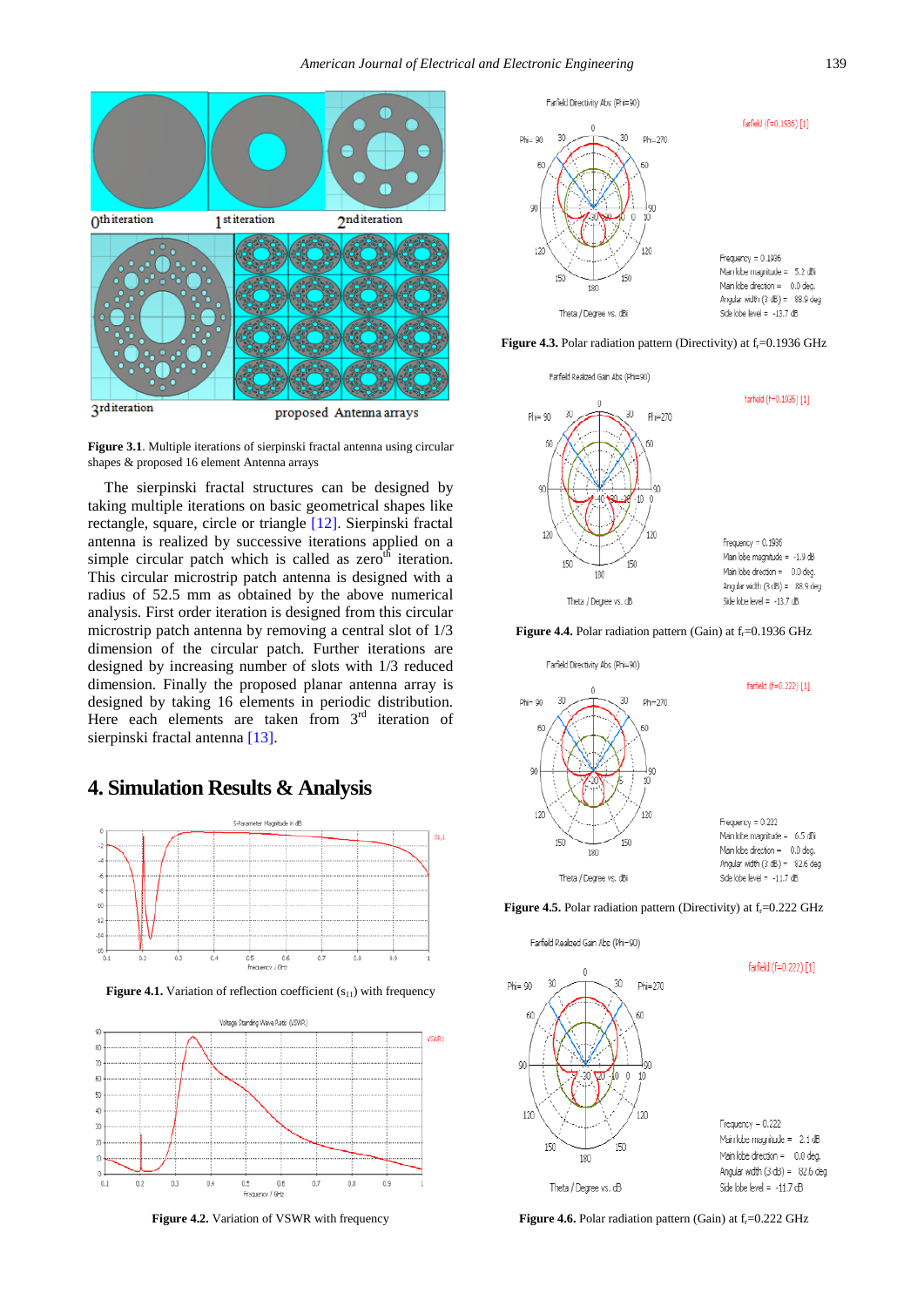Figure 3.1. Multiple iterations of sierpinski fractal antenna using circular shapes & proposed 16 element Antenna arrays

The sierpinski fractal structures can be designed by taking multiple iterations on basic geometrical shapes like rectangle, square, circle or triangle [12]. Sierpinski fractal antenna is realized by successive iterations applied on a simple circular patch which is called as zero[th] iteration. This circular microstrip patch antenna is designed with a radius of 52.5 mm as obtained by the above numerical analysis. First order iteration is designed from this circular microstrip patch antenna by removing a central slot of 1/3 dimension of the circular patch. Further iterations are designed by increasing number of slots with 1/3 reduced dimension. Finally the proposed planar antenna array is designed by taking 16 elements in periodic distribution. Here each elements are taken from 3[rd] iteration of sierpinski fractal antenna [13].

## 4. Simulation Results & Analysis

**Figure 4.1.** Variation of reflection coefficient ($s_{11}$) with frequency

**Figure 4.2.** Variation of VSWR with frequency

**Figure 4.3.** Polar radiation pattern (Directivity) at $f_r$=0.1936 GHz

**Figure 4.4.** Polar radiation pattern (Gain) at $f_r$=0.1936 GHz

**Figure 4.5.** Polar radiation pattern (Directivity) at $f_r$=0.222 GHz

**Figure 4.6.** Polar radiation pattern (Gain) at $f_r$=0.222 GHz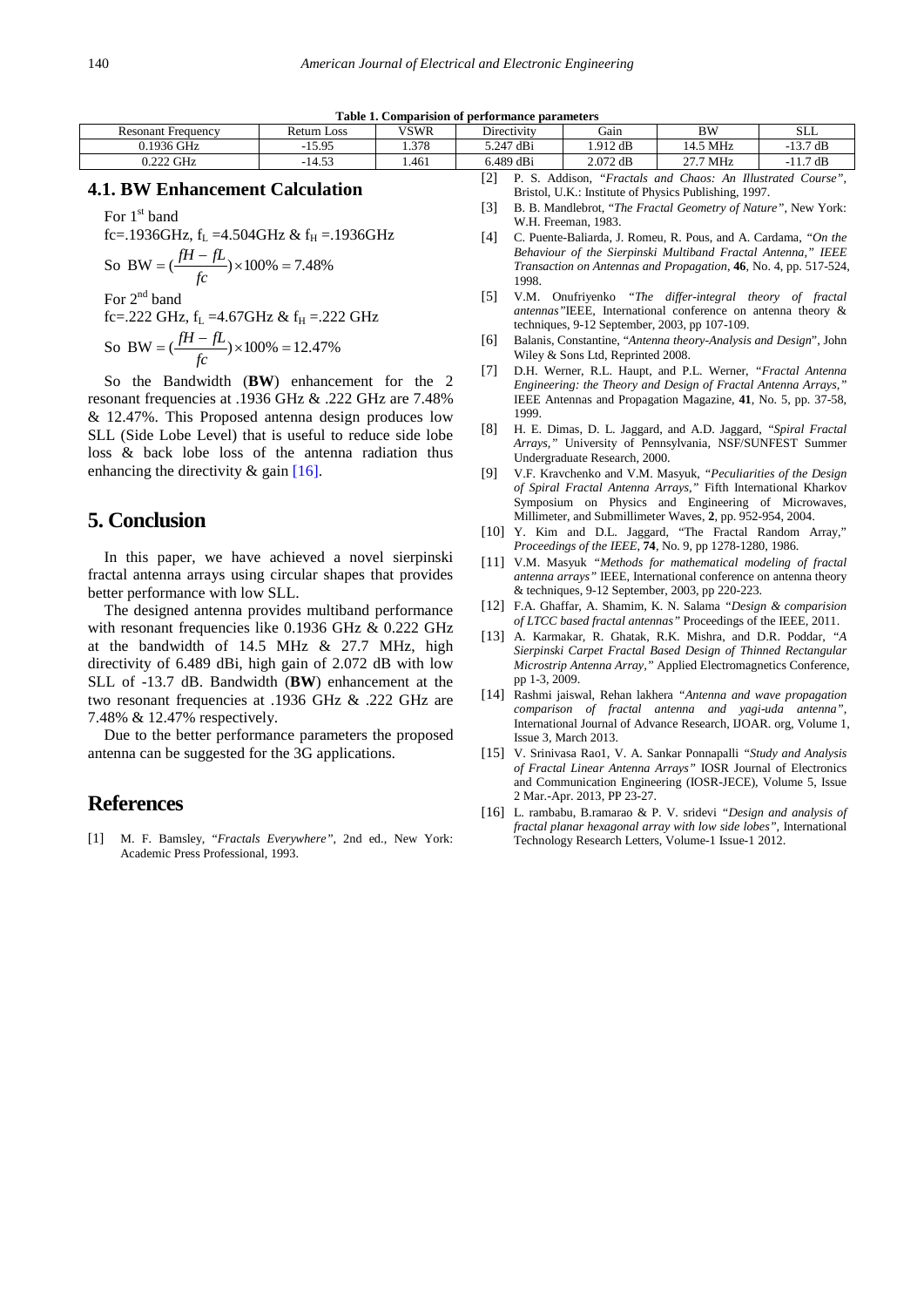**Table 1. Comparision of performance parameters**

| Resonant Frequency | Return Loss | VSWR | Directivity | Gain | BW | SLL |
|---|---|---|---|---|---|---|
| 0.1936 GHz | -15.95 | 1.378 | 5.247 dBi | 1.912 dB | 14.5 MHz | -13.7 dB |
| 0.222 GHz | -14.53 | 1.461 | 6.489 dBi | 2.072 dB | 27.7 MHz | -11.7 dB |

### 4.1. BW Enhancement Calculation

For 1[st] band

fc=.1936GHz, $f_L$ =4.504GHz & $f_H$ =.1936GHz

$$\text{So BW} = \left(\frac{fH - fL}{fc}\right) \times 100\% = 7.48\%$$

For 2[nd] band

fc=.222 GHz, $f_L$ =4.67GHz & $f_H$ =.222 GHz

$$\text{So BW} = \left(\frac{fH - fL}{fc}\right) \times 100\% = 12.47\%$$

So the Bandwidth (**BW**) enhancement for the 2 resonant frequencies at .1936 GHz & .222 GHz are 7.48% & 12.47%. This Proposed antenna design produces low SLL (Side Lobe Level) that is useful to reduce side lobe loss & back lobe loss of the antenna radiation thus enhancing the directivity & gain [16].

## 5. Conclusion

In this paper, we have achieved a novel sierpinski fractal antenna arrays using circular shapes that provides better performance with low SLL.

The designed antenna provides multiband performance with resonant frequencies like 0.1936 GHz & 0.222 GHz at the bandwidth of 14.5 MHz & 27.7 MHz, high directivity of 6.489 dBi, high gain of 2.072 dB with low SLL of -13.7 dB. Bandwidth (**BW**) enhancement at the two resonant frequencies at .1936 GHz & .222 GHz are 7.48% & 12.47% respectively.

Due to the better performance parameters the proposed antenna can be suggested for the 3G applications.

## References

[1] M. F. Bamsley, "*Fractals Everywhere"*, 2nd ed., New York: Academic Press Professional, 1993.

[2] P. S. Addison, *"Fractals and Chaos: An Illustrated Course"*, Bristol, U.K.: Institute of Physics Publishing, 1997.

[3] B. B. Mandlebrot, "*The Fractal Geometry of Nature"*, New York: W.H. Freeman, 1983.

[4] C. Puente-Baliarda, J. Romeu, R. Pous, and A. Cardama, *"On the Behaviour of the Sierpinski Multiband Fractal Antenna," IEEE Transaction on Antennas and Propagation*, **46**, No. 4, pp. 517-524, 1998.

[5] V.M. Onufriyenko *"The differ-integral theory of fractal antennas"*IEEE, International conference on antenna theory & techniques, 9-12 September, 2003, pp 107-109.

[6] Balanis, Constantine, "*Antenna theory-Analysis and Design*", John Wiley & Sons Ltd, Reprinted 2008.

[7] D.H. Werner, R.L. Haupt, and P.L. Werner, *"Fractal Antenna Engineering: the Theory and Design of Fractal Antenna Arrays,"* IEEE Antennas and Propagation Magazine, **41**, No. 5, pp. 37-58, 1999.

[8] H. E. Dimas, D. L. Jaggard, and A.D. Jaggard, *"Spiral Fractal Arrays,"* University of Pennsylvania, NSF/SUNFEST Summer Undergraduate Research, 2000.

[9] V.F. Kravchenko and V.M. Masyuk, *"Peculiarities of the Design of Spiral Fractal Antenna Arrays,"* Fifth International Kharkov Symposium on Physics and Engineering of Microwaves, Millimeter, and Submillimeter Waves, **2**, pp. 952-954, 2004.

[10] Y. Kim and D.L. Jaggard, "The Fractal Random Array," *Proceedings of the IEEE*, **74**, No. 9, pp 1278-1280, 1986.

[11] V.M. Masyuk *"Methods for mathematical modeling of fractal antenna arrays"* IEEE, International conference on antenna theory & techniques, 9-12 September, 2003, pp 220-223.

[12] F.A. Ghaffar, A. Shamim, K. N. Salama *"Design & comparision of LTCC based fractal antennas"* Proceedings of the IEEE, 2011.

[13] A. Karmakar, R. Ghatak, R.K. Mishra, and D.R. Poddar, *"A Sierpinski Carpet Fractal Based Design of Thinned Rectangular Microstrip Antenna Array,"* Applied Electromagnetics Conference, pp 1-3, 2009.

[14] Rashmi jaiswal, Rehan lakhera *"Antenna and wave propagation comparison of fractal antenna and yagi-uda antenna"*, International Journal of Advance Research, IJOAR. org, Volume 1, Issue 3, March 2013.

[15] V. Srinivasa Rao1, V. A. Sankar Ponnapalli *"Study and Analysis of Fractal Linear Antenna Arrays"* IOSR Journal of Electronics and Communication Engineering (IOSR-JECE), Volume 5, Issue 2 Mar.-Apr. 2013, PP 23-27.

[16] L. rambabu, B.ramarao & P. V. sridevi *"Design and analysis of fractal planar hexagonal array with low side lobes"*, International Technology Research Letters, Volume-1 Issue-1 2012.